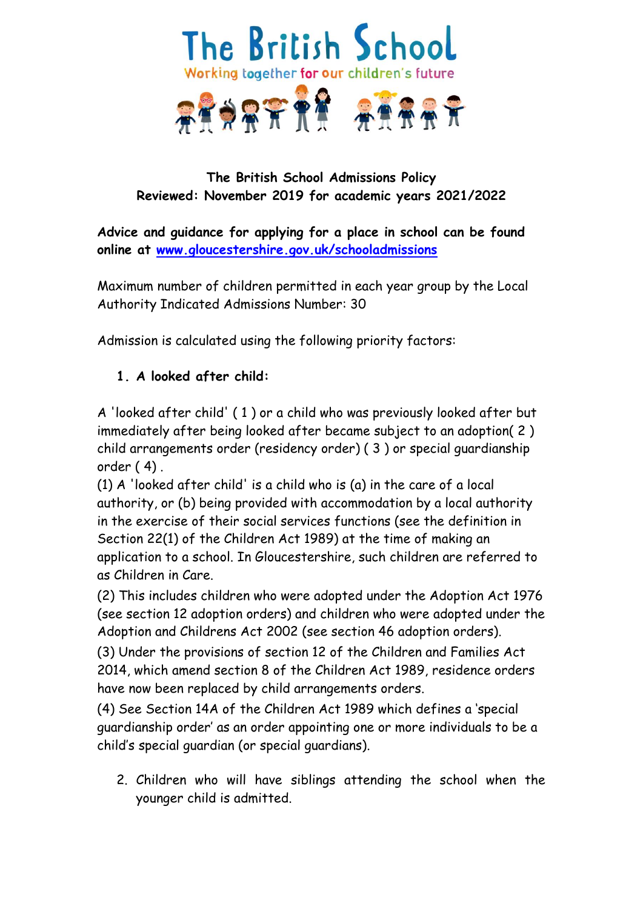# The British School

Working together for our children's future

**The British School Admissions Policy**
**Reviewed: November 2019 for academic years 2021/2022**

**Advice and guidance for applying for a place in school can be found online at [www.gloucestershire.gov.uk/schooladmissions](http://www.gloucestershire.gov.uk/schooladmissions)**

Maximum number of children permitted in each year group by the Local Authority Indicated Admissions Number: 30

Admission is calculated using the following priority factors:

1. **A looked after child:**

A 'looked after child' ( 1 ) or a child who was previously looked after but immediately after being looked after became subject to an adoption( 2 ) child arrangements order (residency order) ( 3 ) or special guardianship order ( 4) .

(1) A 'looked after child' is a child who is (a) in the care of a local authority, or (b) being provided with accommodation by a local authority in the exercise of their social services functions (see the definition in Section 22(1) of the Children Act 1989) at the time of making an application to a school. In Gloucestershire, such children are referred to as Children in Care.

(2) This includes children who were adopted under the Adoption Act 1976 (see section 12 adoption orders) and children who were adopted under the Adoption and Childrens Act 2002 (see section 46 adoption orders).

(3) Under the provisions of section 12 of the Children and Families Act 2014, which amend section 8 of the Children Act 1989, residence orders have now been replaced by child arrangements orders.

(4) See Section 14A of the Children Act 1989 which defines a 'special guardianship order' as an order appointing one or more individuals to be a child's special guardian (or special guardians).

2. Children who will have siblings attending the school when the younger child is admitted.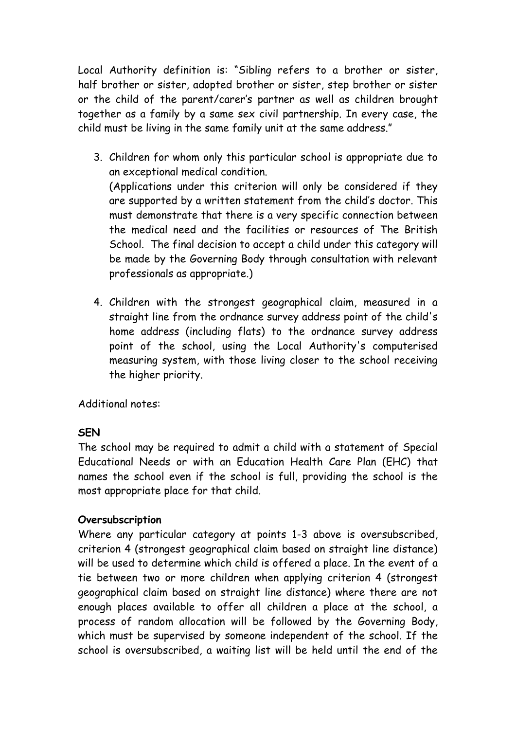Local Authority definition is: "Sibling refers to a brother or sister, half brother or sister, adopted brother or sister, step brother or sister or the child of the parent/carer's partner as well as children brought together as a family by a same sex civil partnership. In every case, the child must be living in the same family unit at the same address."

3. Children for whom only this particular school is appropriate due to an exceptional medical condition.
   (Applications under this criterion will only be considered if they are supported by a written statement from the child's doctor. This must demonstrate that there is a very specific connection between the medical need and the facilities or resources of The British School. The final decision to accept a child under this category will be made by the Governing Body through consultation with relevant professionals as appropriate.)

4. Children with the strongest geographical claim, measured in a straight line from the ordnance survey address point of the child's home address (including flats) to the ordnance survey address point of the school, using the Local Authority's computerised measuring system, with those living closer to the school receiving the higher priority.

Additional notes:

**SEN**
The school may be required to admit a child with a statement of Special Educational Needs or with an Education Health Care Plan (EHC) that names the school even if the school is full, providing the school is the most appropriate place for that child.

**Oversubscription**
Where any particular category at points 1-3 above is oversubscribed, criterion 4 (strongest geographical claim based on straight line distance) will be used to determine which child is offered a place. In the event of a tie between two or more children when applying criterion 4 (strongest geographical claim based on straight line distance) where there are not enough places available to offer all children a place at the school, a process of random allocation will be followed by the Governing Body, which must be supervised by someone independent of the school. If the school is oversubscribed, a waiting list will be held until the end of the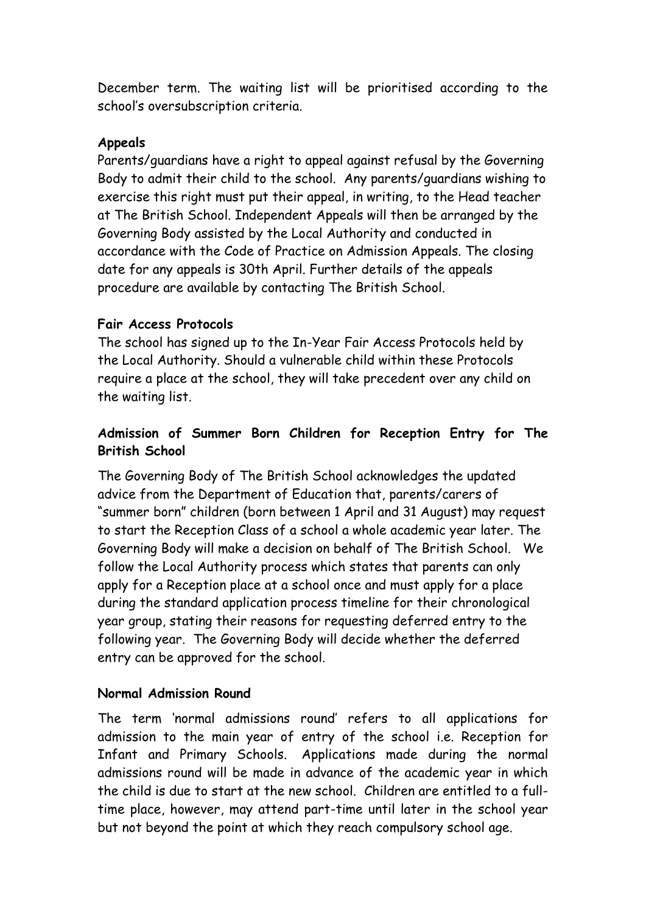December term. The waiting list will be prioritised according to the school's oversubscription criteria.

**Appeals**

Parents/guardians have a right to appeal against refusal by the Governing Body to admit their child to the school. Any parents/guardians wishing to exercise this right must put their appeal, in writing, to the Head teacher at The British School. Independent Appeals will then be arranged by the Governing Body assisted by the Local Authority and conducted in accordance with the Code of Practice on Admission Appeals. The closing date for any appeals is 30th April. Further details of the appeals procedure are available by contacting The British School.

**Fair Access Protocols**

The school has signed up to the In-Year Fair Access Protocols held by the Local Authority. Should a vulnerable child within these Protocols require a place at the school, they will take precedent over any child on the waiting list.

**Admission of Summer Born Children for Reception Entry for The British School**

The Governing Body of The British School acknowledges the updated advice from the Department of Education that, parents/carers of "summer born" children (born between 1 April and 31 August) may request to start the Reception Class of a school a whole academic year later. The Governing Body will make a decision on behalf of The British School. We follow the Local Authority process which states that parents can only apply for a Reception place at a school once and must apply for a place during the standard application process timeline for their chronological year group, stating their reasons for requesting deferred entry to the following year. The Governing Body will decide whether the deferred entry can be approved for the school.

**Normal Admission Round**

The term 'normal admissions round' refers to all applications for admission to the main year of entry of the school i.e. Reception for Infant and Primary Schools. Applications made during the normal admissions round will be made in advance of the academic year in which the child is due to start at the new school. Children are entitled to a full-time place, however, may attend part-time until later in the school year but not beyond the point at which they reach compulsory school age.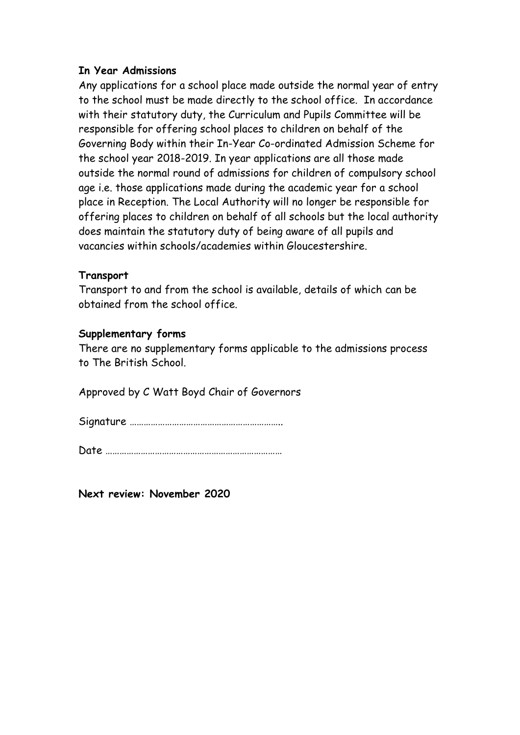**In Year Admissions**

Any applications for a school place made outside the normal year of entry to the school must be made directly to the school office. In accordance with their statutory duty, the Curriculum and Pupils Committee will be responsible for offering school places to children on behalf of the Governing Body within their In-Year Co-ordinated Admission Scheme for the school year 2018-2019. In year applications are all those made outside the normal round of admissions for children of compulsory school age i.e. those applications made during the academic year for a school place in Reception. The Local Authority will no longer be responsible for offering places to children on behalf of all schools but the local authority does maintain the statutory duty of being aware of all pupils and vacancies within schools/academies within Gloucestershire.

**Transport**

Transport to and from the school is available, details of which can be obtained from the school office.

**Supplementary forms**

There are no supplementary forms applicable to the admissions process to The British School.

Approved by C Watt Boyd Chair of Governors

Signature ……………………………………………………….

Date …………………………………………………………………

**Next review: November 2020**